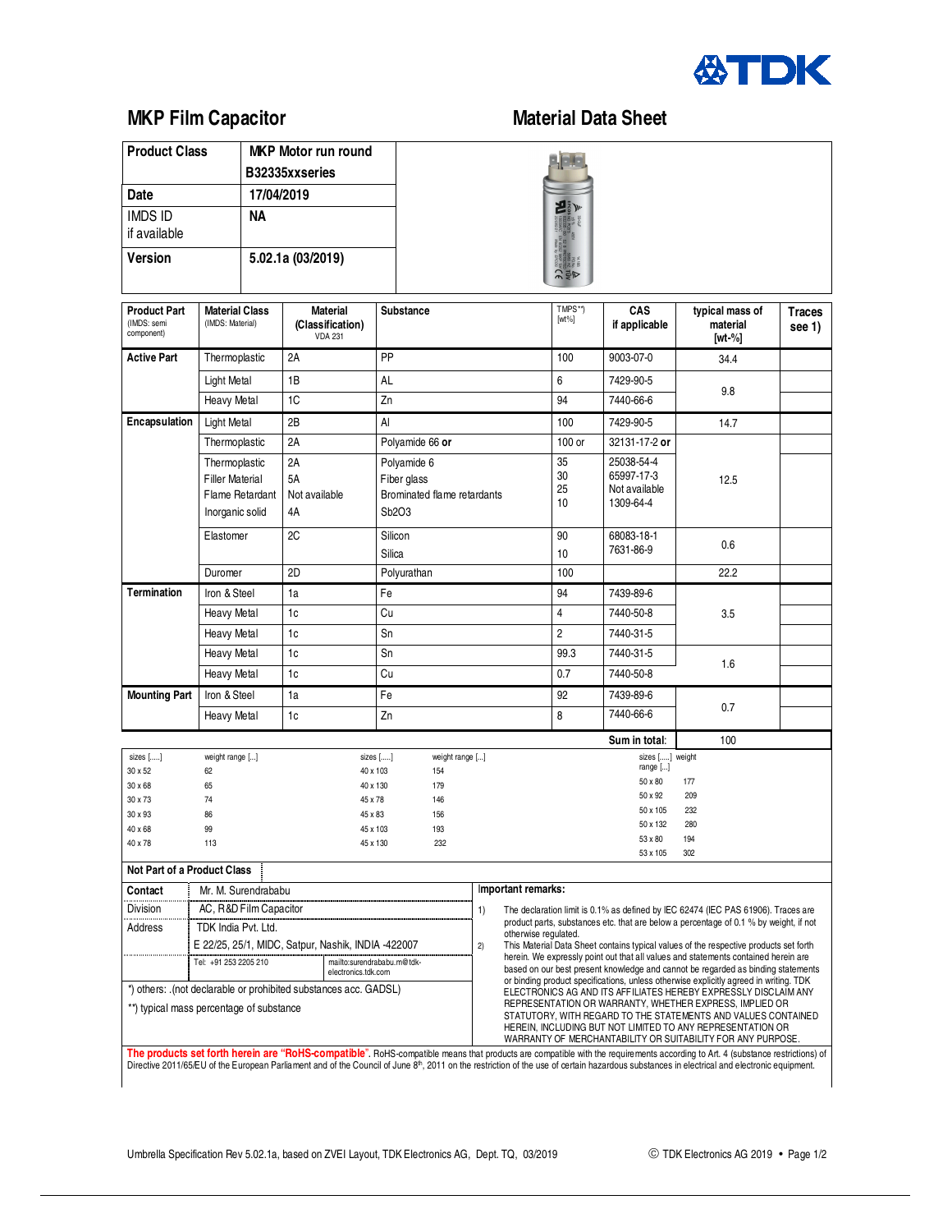# MKP Film Capacitor

## Material Data Sheet

| Product Class | MKP Motor run round B32335xxseries |
|---|---|
| Date | 17/04/2019 |
| IMDS ID if available | NA |
| Version | 5.02.1a (03/2019) |

| Product Part (IMDS: semi component) | Material Class (IMDS: Material) | Material (Classification) VDA 231 | Substance | TMPS**) [wt%] | CAS if applicable | typical mass of material [wt-%] | Traces see 1) |
|---|---|---|---|---|---|---|---|
| **Active Part** | Thermoplastic | 2A | PP | 100 | 9003-07-0 | 34.4 | |
| | Light Metal | 1B | AL | 6 | 7429-90-5 | 9.8 | |
| | Heavy Metal | 1C | Zn | 94 | 7440-66-6 | | |
| **Encapsulation** | Light Metal | 2B | Al | 100 | 7429-90-5 | 14.7 | |
| | Thermoplastic | 2A | Polyamide 66 **or** | 100 or | 32131-17-2 **or** | 12.5 | |
| | Thermoplastic<br>Filler Material<br>Flame Retardant<br>Inorganic solid | 2A<br>5A<br>Not available<br>4A | Polyamide 6<br>Fiber glass<br>Brominated flame retardants<br>Sb2O3 | 35<br>30<br>25<br>10 | 25038-54-4<br>65997-17-3<br>Not available<br>1309-64-4 | | |
| | Elastomer | 2C | Silicon<br>Silica | 90<br>10 | 68083-18-1<br>7631-86-9 | 0.6 | |
| | Duromer | 2D | Polyurathan | 100 | | 22.2 | |
| **Termination** | Iron & Steel | 1a | Fe | 94 | 7439-89-6 | 3.5 | |
| | Heavy Metal | 1c | Cu | 4 | 7440-50-8 | | |
| | Heavy Metal | 1c | Sn | 2 | 7440-31-5 | | |
| | Heavy Metal | 1c | Sn | 99.3 | 7440-31-5 | 1.6 | |
| | Heavy Metal | 1c | Cu | 0.7 | 7440-50-8 | | |
| **Mounting Part** | Iron & Steel | 1a | Fe | 92 | 7439-89-6 | 0.7 | |
| | Heavy Metal | 1c | Zn | 8 | 7440-66-6 | | |
| | | | | | **Sum in total:** | 100 | |

| sizes [.....] | weight range [...] | sizes [.....] | weight range [...] | sizes [.....] | weight range [...] |
|---|---|---|---|---|---|
| 30 x 52 | 62 | 40 x 103 | 154 | 50 x 80 | 177 |
| 30 x 68 | 65 | 40 x 130 | 179 | 50 x 92 | 209 |
| 30 x 73 | 74 | 45 x 78 | 146 | 50 x 105 | 232 |
| 30 x 93 | 86 | 45 x 83 | 156 | 50 x 132 | 280 |
| 40 x 68 | 99 | 45 x 103 | 193 | 53 x 80 | 194 |
| 40 x 78 | 113 | 45 x 130 | 232 | 53 x 105 | 302 |

**Not Part of a Product Class**

| Contact | Mr. M. Surendrababu |
|---|---|
| Division | AC, R&D Film Capacitor |
| Address | TDK India Pvt. Ltd.<br>E 22/25, 25/1, MIDC, Satpur, Nashik, INDIA -422007 |
| | Tel: +91 253 2205 210 — mailto:surendrababu.m@tdk-electronics.tdk.com |

*) others: .(not declarable or prohibited substances acc. GADSL)

**) typical mass percentage of substance

**Important remarks:**

1) The declaration limit is 0.1% as defined by IEC 62474 (IEC PAS 61906). Traces are product parts, substances etc. that are below a percentage of 0.1 % by weight, if not otherwise regulated.

2) This Material Data Sheet contains typical values of the respective products set forth herein. We expressly point out that all values and statements contained herein are based on our best present knowledge and cannot be regarded as binding statements or binding product specifications, unless otherwise explicitly agreed in writing. TDK ELECTRONICS AG AND ITS AFFILIATES HEREBY EXPRESSLY DISCLAIM ANY REPRESENTATION OR WARRANTY, WHETHER EXPRESS, IMPLIED OR STATUTORY, WITH REGARD TO THE STATEMENTS AND VALUES CONTAINED HEREIN, INCLUDING BUT NOT LIMITED TO ANY REPRESENTATION OR WARRANTY OF MERCHANTABILITY OR SUITABILITY FOR ANY PURPOSE.

**The products set forth herein are "RoHS-compatible".** RoHS-compatible means that products are compatible with the requirements according to Art. 4 (substance restrictions) of Directive 2011/65/EU of the European Parliament and of the Council of June 8th, 2011 on the restriction of the use of certain hazardous substances in electrical and electronic equipment.

Umbrella Specification Rev 5.02.1a, based on ZVEI Layout, TDK Electronics AG, Dept. TQ, 03/2019

© TDK Electronics AG 2019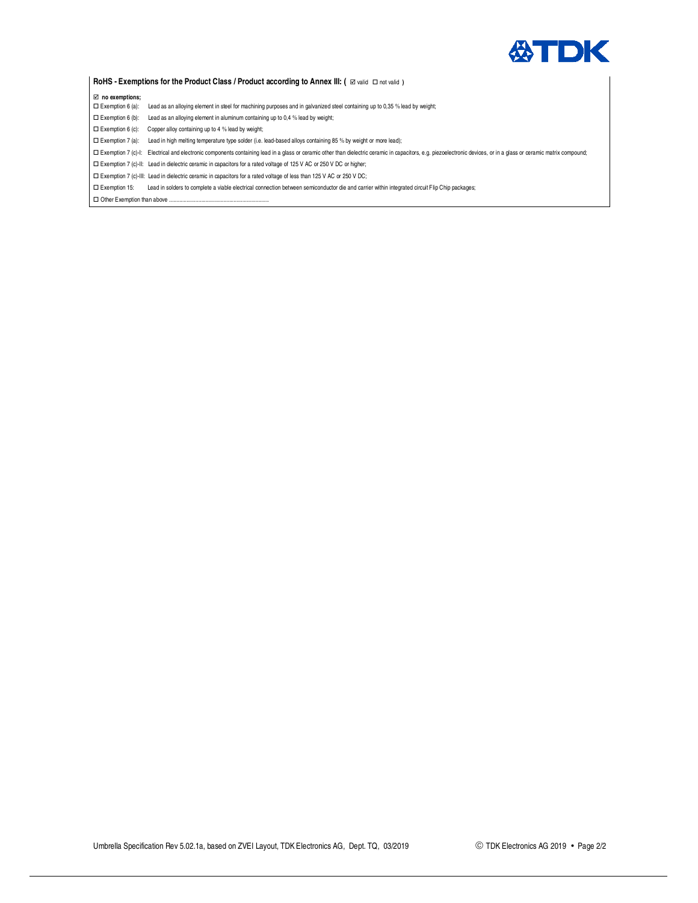**RoHS - Exemptions for the Product Class / Product according to Annex III: ( ☑ valid ☐ not valid )**

☑ **no exemptions;**

☐ Exemption 6 (a): Lead as an alloying element in steel for machining purposes and in galvanized steel containing up to 0,35 % lead by weight;

☐ Exemption 6 (b): Lead as an alloying element in aluminum containing up to 0,4 % lead by weight;

☐ Exemption 6 (c): Copper alloy containing up to 4 % lead by weight;

☐ Exemption 7 (a): Lead in high melting temperature type solder (i.e. lead-based alloys containing 85 % by weight or more lead);

☐ Exemption 7 (c)-I: Electrical and electronic components containing lead in a glass or ceramic other than dielectric ceramic in capacitors, e.g. piezoelectronic devices, or in a glass or ceramic matrix compound;

☐ Exemption 7 (c)-II: Lead in dielectric ceramic in capacitors for a rated voltage of 125 V AC or 250 V DC or higher;

☐ Exemption 7 (c)-III: Lead in dielectric ceramic in capacitors for a rated voltage of less than 125 V AC or 250 V DC;

☐ Exemption 15: Lead in solders to complete a viable electrical connection between semiconductor die and carrier within integrated circuit Flip Chip packages;

☐ Other Exemption than above ....................................................................

Umbrella Specification Rev 5.02.1a, based on ZVEI Layout, TDK Electronics AG, Dept. TQ, 03/2019

© TDK Electronics AG 2019